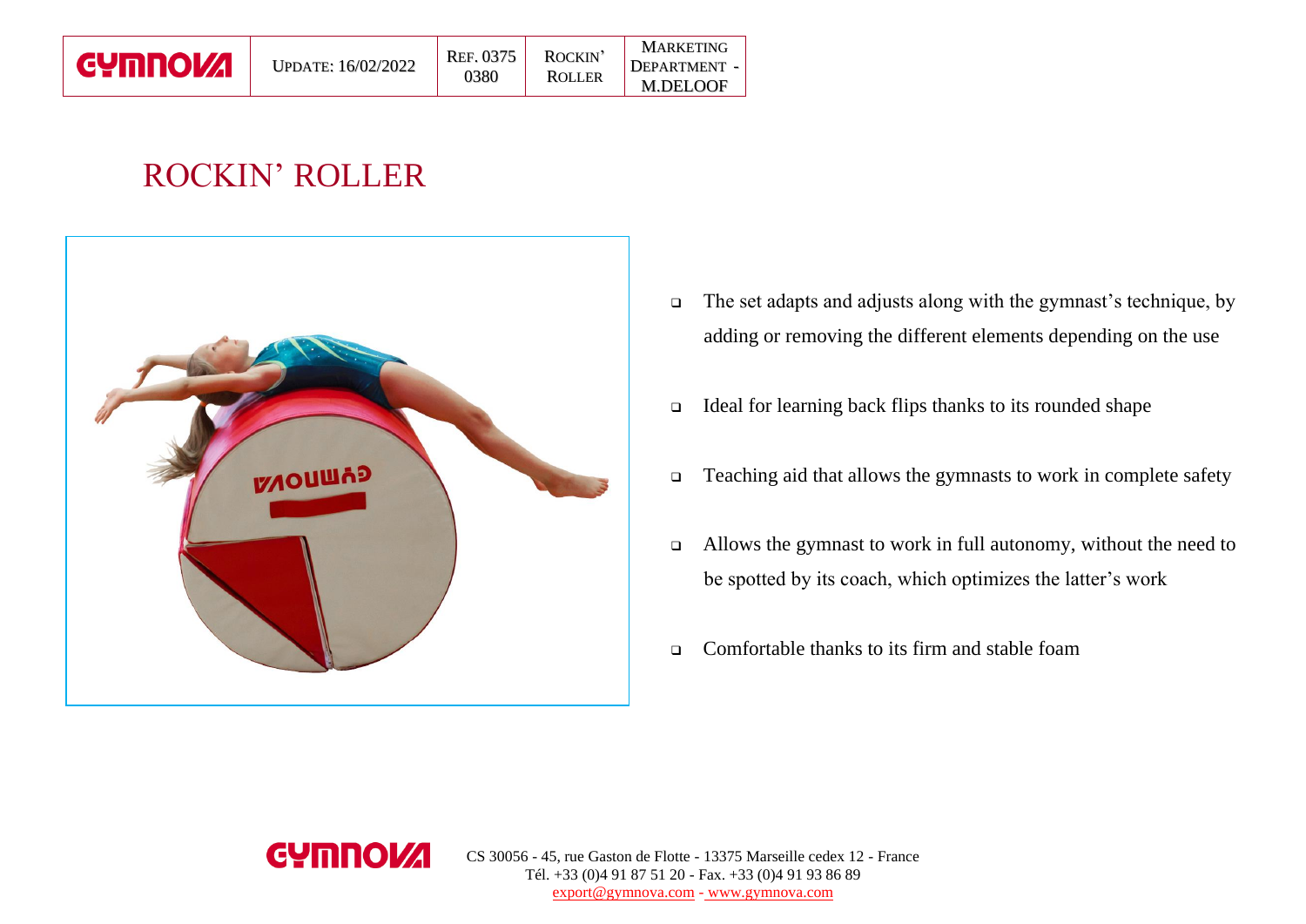| GYMNOVA | Update: 16/02/2022 | Ref. 0375 0380 | Rockin' Roller | Marketing Department - M.DELOOF |
|---|---|---|---|---|

# ROCKIN' ROLLER

- The set adapts and adjusts along with the gymnast's technique, by adding or removing the different elements depending on the use
- Ideal for learning back flips thanks to its rounded shape
- Teaching aid that allows the gymnasts to work in complete safety
- Allows the gymnast to work in full autonomy, without the need to be spotted by its coach, which optimizes the latter's work
- Comfortable thanks to its firm and stable foam

GYMNOVA CS 30056 - 45, rue Gaston de Flotte - 13375 Marseille cedex 12 - France
Tél. +33 (0)4 91 87 51 20 - Fax. +33 (0)4 91 93 86 89
export@gymnova.com - www.gymnova.com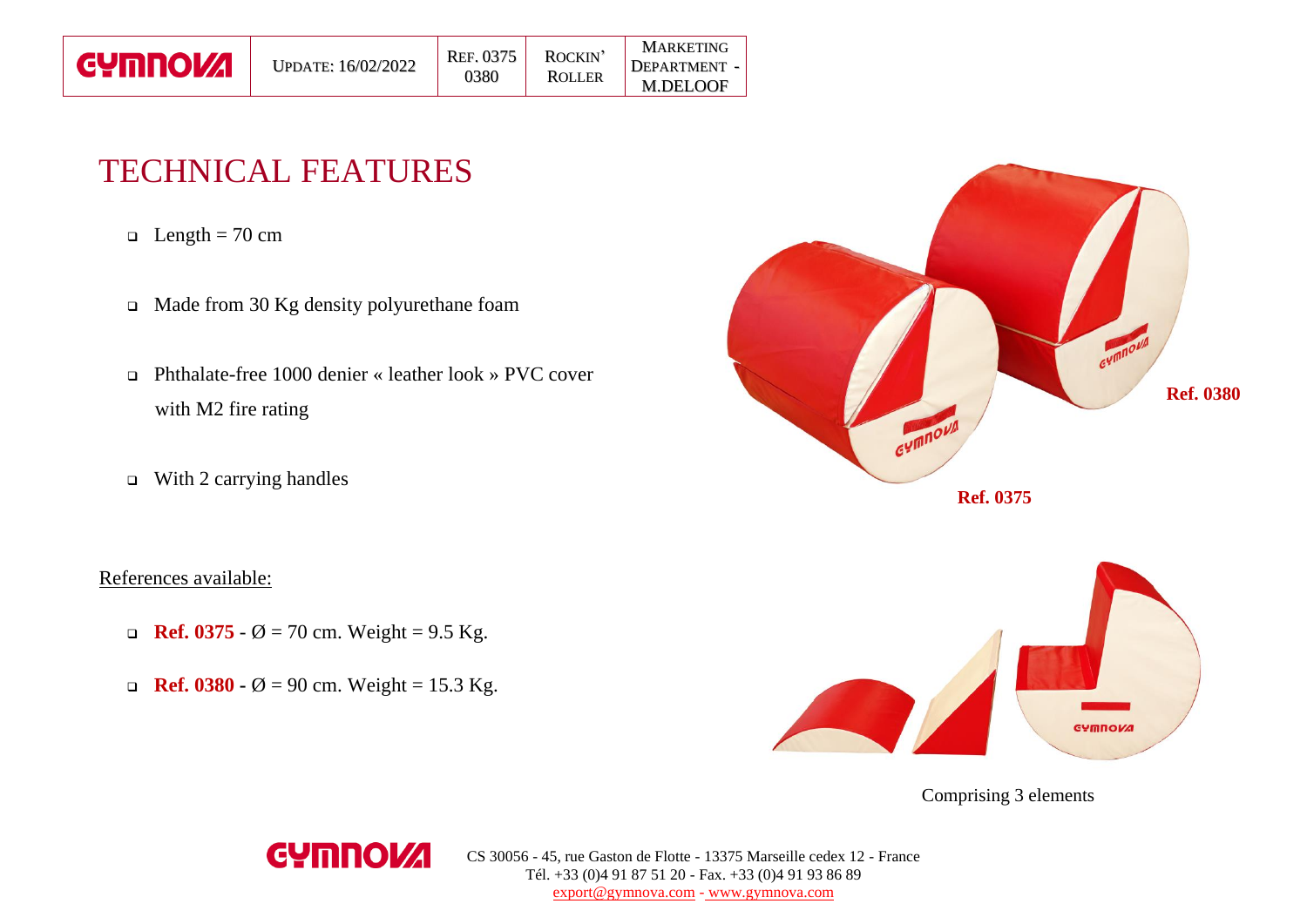# TECHNICAL FEATURES

- Length = 70 cm
- Made from 30 Kg density polyurethane foam
- Phthalate-free 1000 denier « leather look » PVC cover with M2 fire rating
- With 2 carrying handles

Ref. 0380

Ref. 0375

References available:

- **Ref. 0375** - Ø = 70 cm. Weight = 9.5 Kg.
- **Ref. 0380** - Ø = 90 cm. Weight = 15.3 Kg.

Comprising 3 elements

CS 30056 - 45, rue Gaston de Flotte - 13375 Marseille cedex 12 - France
Tél. +33 (0)4 91 87 51 20 - Fax. +33 (0)4 91 93 86 89
export@gymnova.com - www.gymnova.com